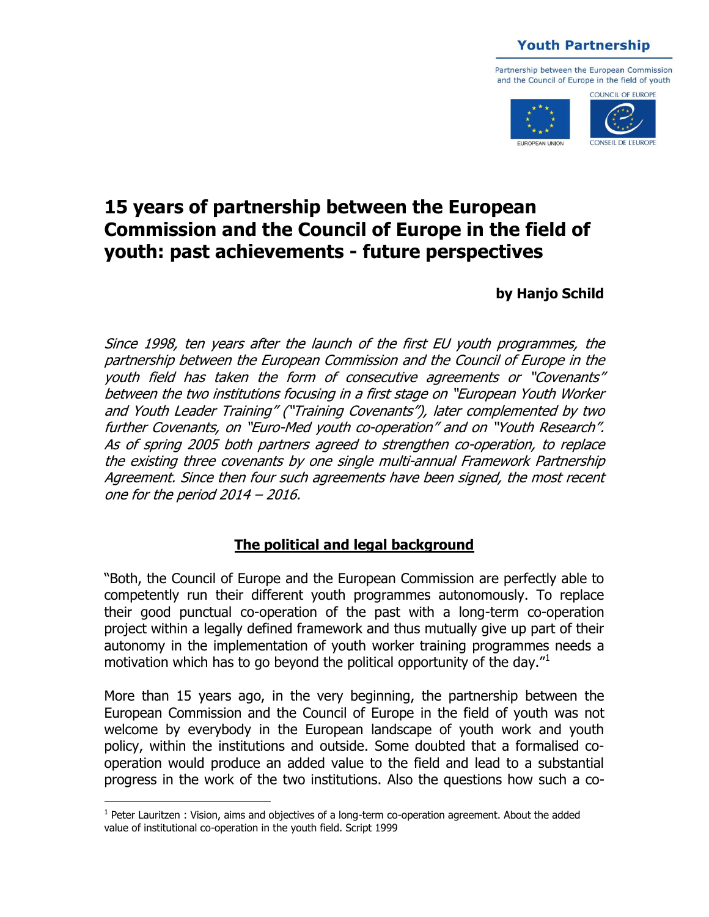# 15 years of partnership between the European Commission and the Council of Europe in the field of youth: past achievements - future perspectives

**by Hanjo Schild**

*Since 1998, ten years after the launch of the first EU youth programmes, the partnership between the European Commission and the Council of Europe in the youth field has taken the form of consecutive agreements or "Covenants" between the two institutions focusing in a first stage on "European Youth Worker and Youth Leader Training" ("Training Covenants"), later complemented by two further Covenants, on "Euro-Med youth co-operation" and on "Youth Research". As of spring 2005 both partners agreed to strengthen co-operation, to replace the existing three covenants by one single multi-annual Framework Partnership Agreement. Since then four such agreements have been signed, the most recent one for the period 2014 – 2016.*

## The political and legal background

"Both, the Council of Europe and the European Commission are perfectly able to competently run their different youth programmes autonomously. To replace their good punctual co-operation of the past with a long-term co-operation project within a legally defined framework and thus mutually give up part of their autonomy in the implementation of youth worker training programmes needs a motivation which has to go beyond the political opportunity of the day."[1]

More than 15 years ago, in the very beginning, the partnership between the European Commission and the Council of Europe in the field of youth was not welcome by everybody in the European landscape of youth work and youth policy, within the institutions and outside. Some doubted that a formalised co-operation would produce an added value to the field and lead to a substantial progress in the work of the two institutions. Also the questions how such a co-

[1] Peter Lauritzen : Vision, aims and objectives of a long-term co-operation agreement. About the added value of institutional co-operation in the youth field. Script 1999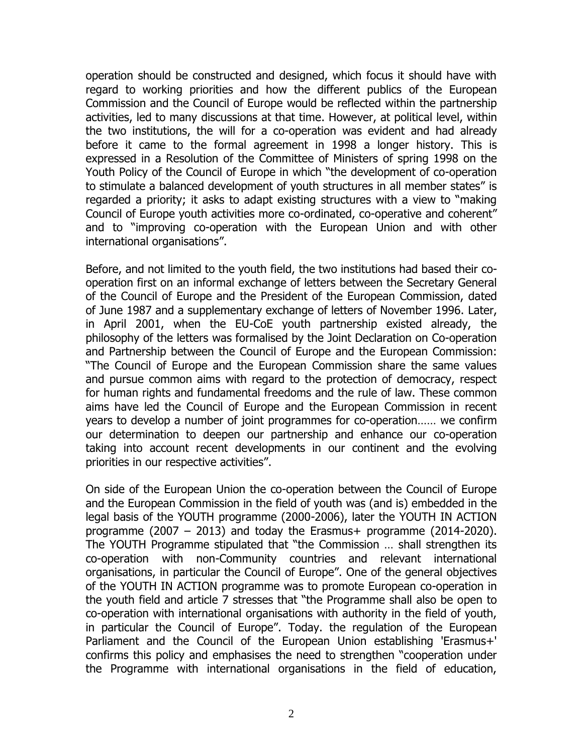operation should be constructed and designed, which focus it should have with regard to working priorities and how the different publics of the European Commission and the Council of Europe would be reflected within the partnership activities, led to many discussions at that time. However, at political level, within the two institutions, the will for a co-operation was evident and had already before it came to the formal agreement in 1998 a longer history. This is expressed in a Resolution of the Committee of Ministers of spring 1998 on the Youth Policy of the Council of Europe in which "the development of co-operation to stimulate a balanced development of youth structures in all member states" is regarded a priority; it asks to adapt existing structures with a view to "making Council of Europe youth activities more co-ordinated, co-operative and coherent" and to "improving co-operation with the European Union and with other international organisations".

Before, and not limited to the youth field, the two institutions had based their co-operation first on an informal exchange of letters between the Secretary General of the Council of Europe and the President of the European Commission, dated of June 1987 and a supplementary exchange of letters of November 1996. Later, in April 2001, when the EU-CoE youth partnership existed already, the philosophy of the letters was formalised by the Joint Declaration on Co-operation and Partnership between the Council of Europe and the European Commission: "The Council of Europe and the European Commission share the same values and pursue common aims with regard to the protection of democracy, respect for human rights and fundamental freedoms and the rule of law. These common aims have led the Council of Europe and the European Commission in recent years to develop a number of joint programmes for co-operation…… we confirm our determination to deepen our partnership and enhance our co-operation taking into account recent developments in our continent and the evolving priorities in our respective activities".

On side of the European Union the co-operation between the Council of Europe and the European Commission in the field of youth was (and is) embedded in the legal basis of the YOUTH programme (2000-2006), later the YOUTH IN ACTION programme (2007 – 2013) and today the Erasmus+ programme (2014-2020). The YOUTH Programme stipulated that "the Commission … shall strengthen its co-operation with non-Community countries and relevant international organisations, in particular the Council of Europe". One of the general objectives of the YOUTH IN ACTION programme was to promote European co-operation in the youth field and article 7 stresses that "the Programme shall also be open to co-operation with international organisations with authority in the field of youth, in particular the Council of Europe". Today. the regulation of the European Parliament and the Council of the European Union establishing 'Erasmus+' confirms this policy and emphasises the need to strengthen "cooperation under the Programme with international organisations in the field of education,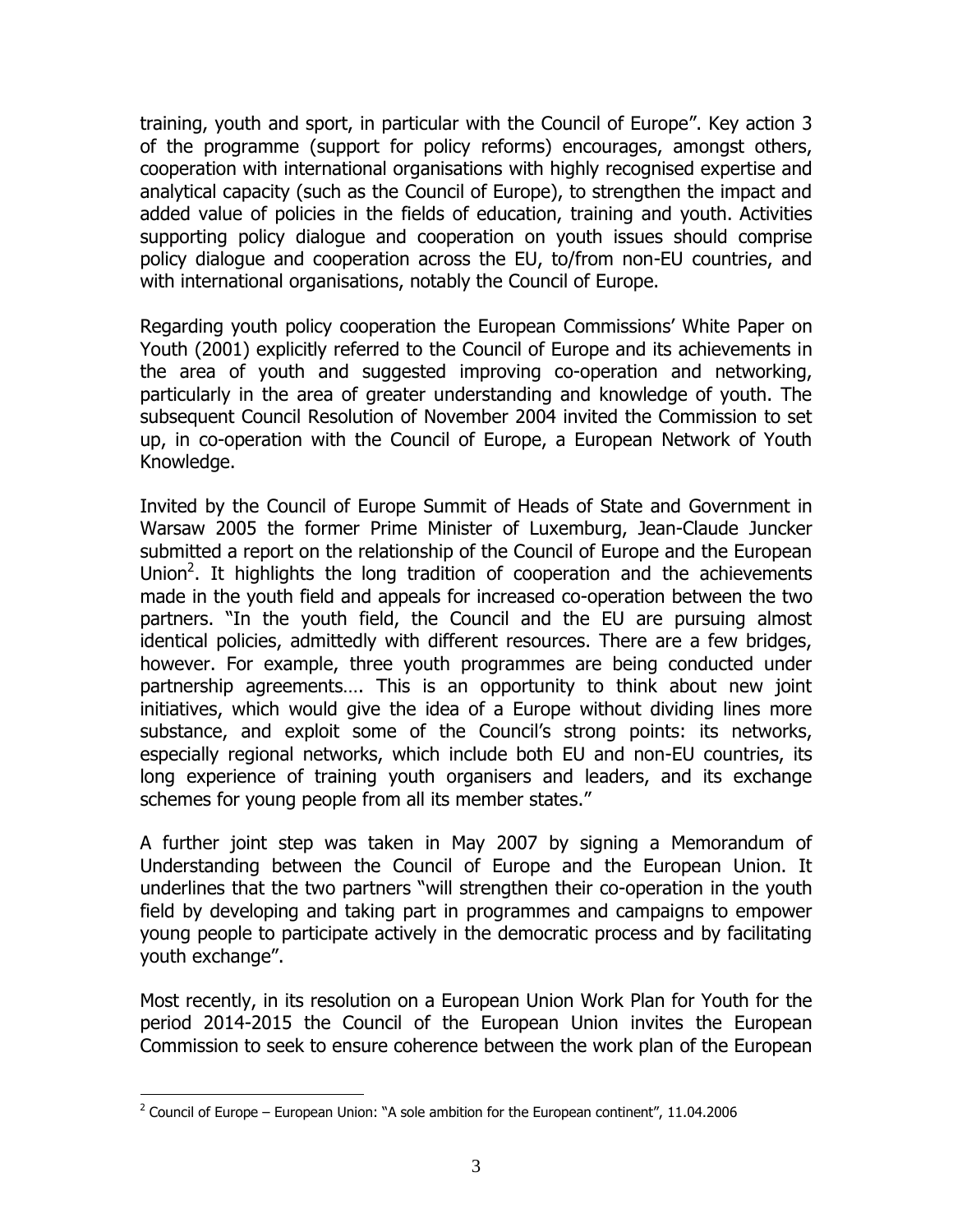training, youth and sport, in particular with the Council of Europe". Key action 3 of the programme (support for policy reforms) encourages, amongst others, cooperation with international organisations with highly recognised expertise and analytical capacity (such as the Council of Europe), to strengthen the impact and added value of policies in the fields of education, training and youth. Activities supporting policy dialogue and cooperation on youth issues should comprise policy dialogue and cooperation across the EU, to/from non-EU countries, and with international organisations, notably the Council of Europe.

Regarding youth policy cooperation the European Commissions' White Paper on Youth (2001) explicitly referred to the Council of Europe and its achievements in the area of youth and suggested improving co-operation and networking, particularly in the area of greater understanding and knowledge of youth. The subsequent Council Resolution of November 2004 invited the Commission to set up, in co-operation with the Council of Europe, a European Network of Youth Knowledge.

Invited by the Council of Europe Summit of Heads of State and Government in Warsaw 2005 the former Prime Minister of Luxemburg, Jean-Claude Juncker submitted a report on the relationship of the Council of Europe and the European Union[2]. It highlights the long tradition of cooperation and the achievements made in the youth field and appeals for increased co-operation between the two partners. "In the youth field, the Council and the EU are pursuing almost identical policies, admittedly with different resources. There are a few bridges, however. For example, three youth programmes are being conducted under partnership agreements…. This is an opportunity to think about new joint initiatives, which would give the idea of a Europe without dividing lines more substance, and exploit some of the Council's strong points: its networks, especially regional networks, which include both EU and non-EU countries, its long experience of training youth organisers and leaders, and its exchange schemes for young people from all its member states."

A further joint step was taken in May 2007 by signing a Memorandum of Understanding between the Council of Europe and the European Union. It underlines that the two partners "will strengthen their co-operation in the youth field by developing and taking part in programmes and campaigns to empower young people to participate actively in the democratic process and by facilitating youth exchange".

Most recently, in its resolution on a European Union Work Plan for Youth for the period 2014-2015 the Council of the European Union invites the European Commission to seek to ensure coherence between the work plan of the European

[2] Council of Europe – European Union: "A sole ambition for the European continent", 11.04.2006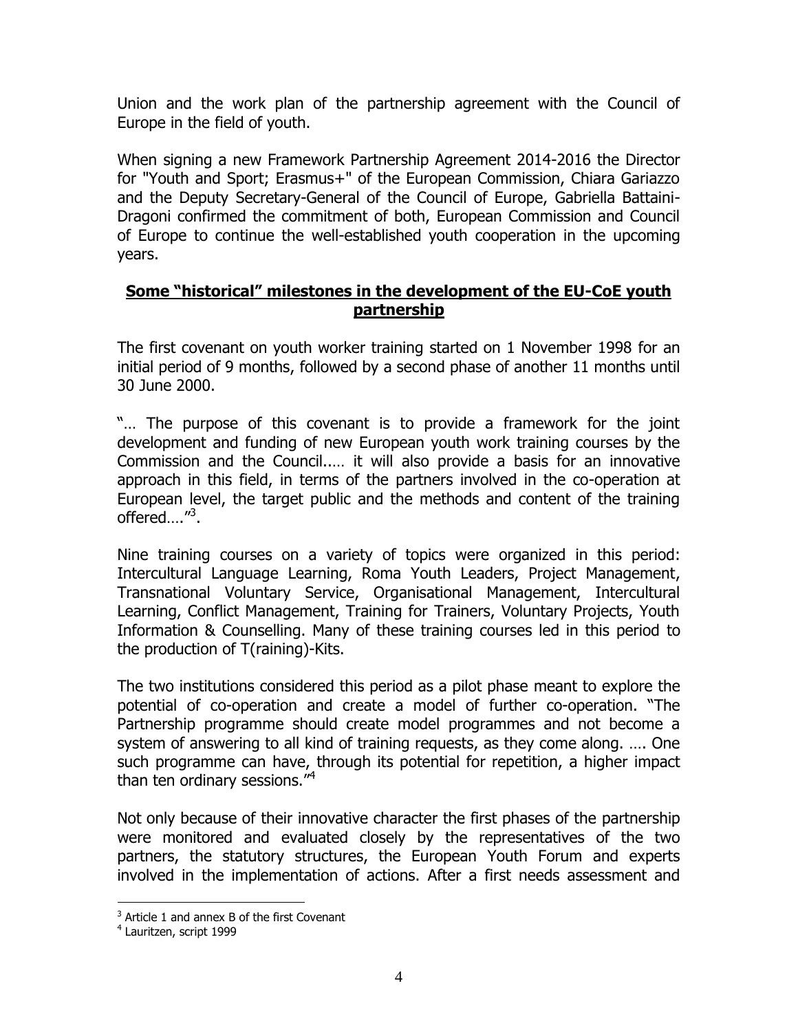Union and the work plan of the partnership agreement with the Council of Europe in the field of youth.

When signing a new Framework Partnership Agreement 2014-2016 the Director for "Youth and Sport; Erasmus+" of the European Commission, Chiara Gariazzo and the Deputy Secretary-General of the Council of Europe, Gabriella Battaini-Dragoni confirmed the commitment of both, European Commission and Council of Europe to continue the well-established youth cooperation in the upcoming years.

**Some "historical" milestones in the development of the EU-CoE youth partnership**

The first covenant on youth worker training started on 1 November 1998 for an initial period of 9 months, followed by a second phase of another 11 months until 30 June 2000.

"… The purpose of this covenant is to provide a framework for the joint development and funding of new European youth work training courses by the Commission and the Council..… it will also provide a basis for an innovative approach in this field, in terms of the partners involved in the co-operation at European level, the target public and the methods and content of the training offered…."[3].

Nine training courses on a variety of topics were organized in this period: Intercultural Language Learning, Roma Youth Leaders, Project Management, Transnational Voluntary Service, Organisational Management, Intercultural Learning, Conflict Management, Training for Trainers, Voluntary Projects, Youth Information & Counselling. Many of these training courses led in this period to the production of T(raining)-Kits.

The two institutions considered this period as a pilot phase meant to explore the potential of co-operation and create a model of further co-operation. "The Partnership programme should create model programmes and not become a system of answering to all kind of training requests, as they come along. …. One such programme can have, through its potential for repetition, a higher impact than ten ordinary sessions."[4]

Not only because of their innovative character the first phases of the partnership were monitored and evaluated closely by the representatives of the two partners, the statutory structures, the European Youth Forum and experts involved in the implementation of actions. After a first needs assessment and

---

[3] Article 1 and annex B of the first Covenant

[4] Lauritzen, script 1999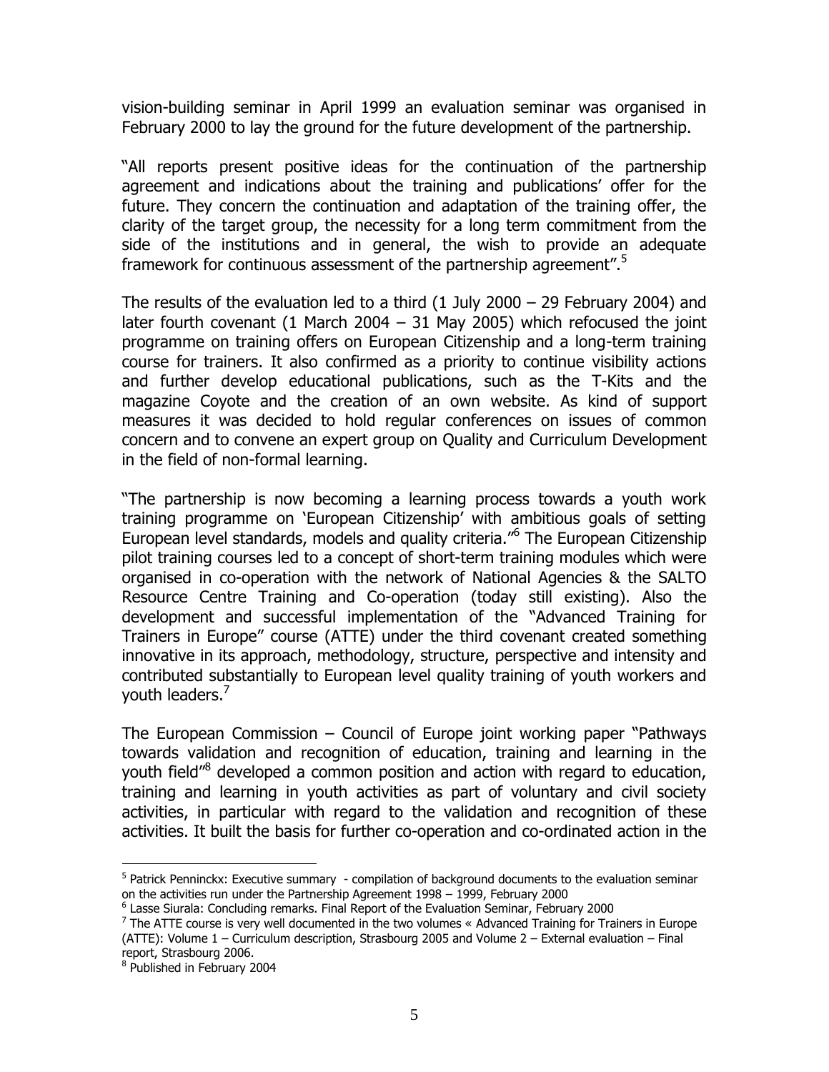vision-building seminar in April 1999 an evaluation seminar was organised in February 2000 to lay the ground for the future development of the partnership.

"All reports present positive ideas for the continuation of the partnership agreement and indications about the training and publications' offer for the future. They concern the continuation and adaptation of the training offer, the clarity of the target group, the necessity for a long term commitment from the side of the institutions and in general, the wish to provide an adequate framework for continuous assessment of the partnership agreement".[5]

The results of the evaluation led to a third (1 July 2000 – 29 February 2004) and later fourth covenant (1 March 2004 – 31 May 2005) which refocused the joint programme on training offers on European Citizenship and a long-term training course for trainers. It also confirmed as a priority to continue visibility actions and further develop educational publications, such as the T-Kits and the magazine Coyote and the creation of an own website. As kind of support measures it was decided to hold regular conferences on issues of common concern and to convene an expert group on Quality and Curriculum Development in the field of non-formal learning.

"The partnership is now becoming a learning process towards a youth work training programme on 'European Citizenship' with ambitious goals of setting European level standards, models and quality criteria."[6] The European Citizenship pilot training courses led to a concept of short-term training modules which were organised in co-operation with the network of National Agencies & the SALTO Resource Centre Training and Co-operation (today still existing). Also the development and successful implementation of the "Advanced Training for Trainers in Europe" course (ATTE) under the third covenant created something innovative in its approach, methodology, structure, perspective and intensity and contributed substantially to European level quality training of youth workers and youth leaders.[7]

The European Commission – Council of Europe joint working paper "Pathways towards validation and recognition of education, training and learning in the youth field"[8] developed a common position and action with regard to education, training and learning in youth activities as part of voluntary and civil society activities, in particular with regard to the validation and recognition of these activities. It built the basis for further co-operation and co-ordinated action in the

---

[5] Patrick Penninckx: Executive summary - compilation of background documents to the evaluation seminar on the activities run under the Partnership Agreement 1998 – 1999, February 2000

[6] Lasse Siurala: Concluding remarks. Final Report of the Evaluation Seminar, February 2000

[7] The ATTE course is very well documented in the two volumes « Advanced Training for Trainers in Europe (ATTE): Volume 1 – Curriculum description, Strasbourg 2005 and Volume 2 – External evaluation – Final report, Strasbourg 2006.

[8] Published in February 2004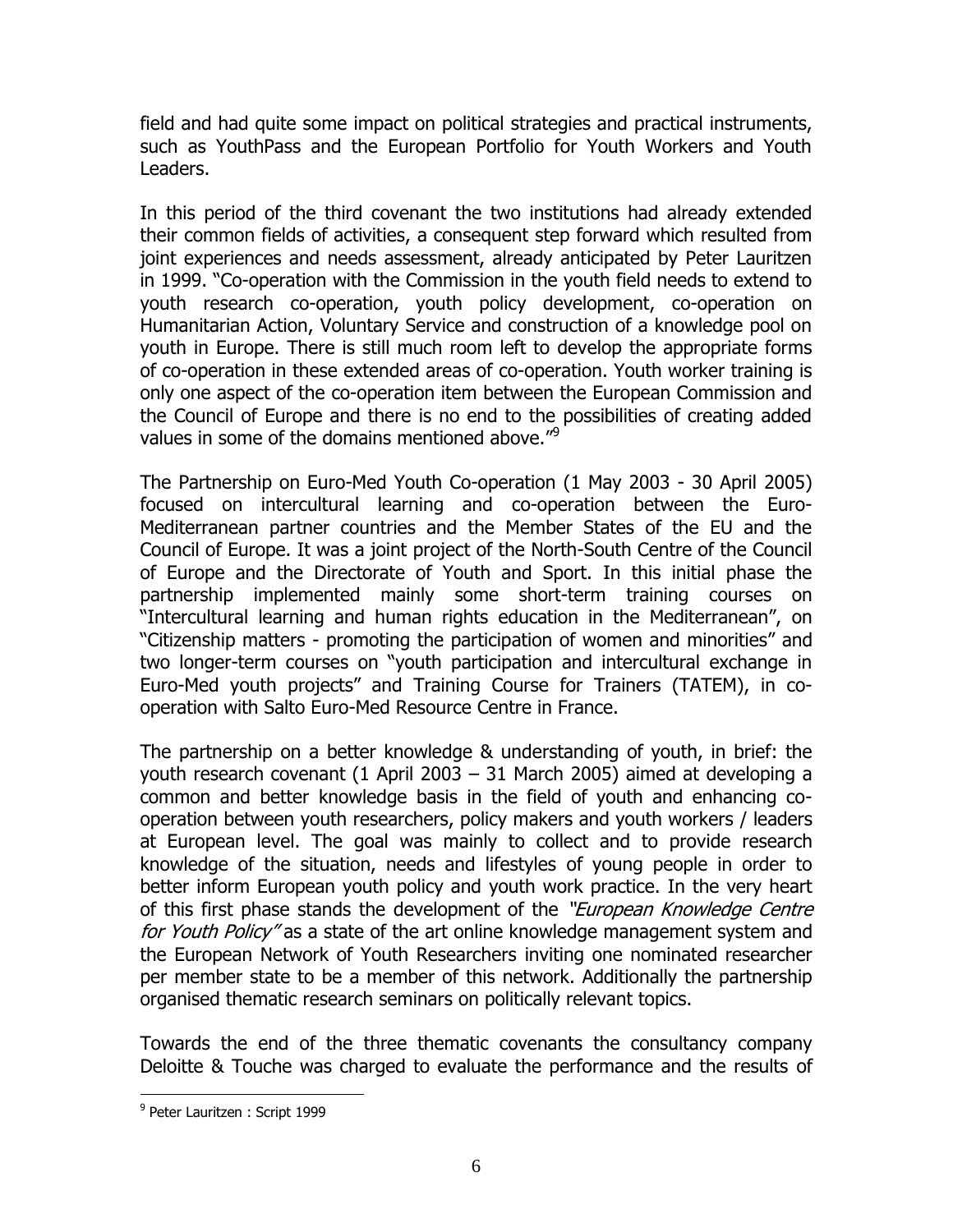field and had quite some impact on political strategies and practical instruments, such as YouthPass and the European Portfolio for Youth Workers and Youth Leaders.

In this period of the third covenant the two institutions had already extended their common fields of activities, a consequent step forward which resulted from joint experiences and needs assessment, already anticipated by Peter Lauritzen in 1999. "Co-operation with the Commission in the youth field needs to extend to youth research co-operation, youth policy development, co-operation on Humanitarian Action, Voluntary Service and construction of a knowledge pool on youth in Europe. There is still much room left to develop the appropriate forms of co-operation in these extended areas of co-operation. Youth worker training is only one aspect of the co-operation item between the European Commission and the Council of Europe and there is no end to the possibilities of creating added values in some of the domains mentioned above."[9]

The Partnership on Euro-Med Youth Co-operation (1 May 2003 - 30 April 2005) focused on intercultural learning and co-operation between the Euro-Mediterranean partner countries and the Member States of the EU and the Council of Europe. It was a joint project of the North-South Centre of the Council of Europe and the Directorate of Youth and Sport. In this initial phase the partnership implemented mainly some short-term training courses on "Intercultural learning and human rights education in the Mediterranean", on "Citizenship matters - promoting the participation of women and minorities" and two longer-term courses on "youth participation and intercultural exchange in Euro-Med youth projects" and Training Course for Trainers (TATEM), in co-operation with Salto Euro-Med Resource Centre in France.

The partnership on a better knowledge & understanding of youth, in brief: the youth research covenant (1 April 2003 – 31 March 2005) aimed at developing a common and better knowledge basis in the field of youth and enhancing co-operation between youth researchers, policy makers and youth workers / leaders at European level. The goal was mainly to collect and to provide research knowledge of the situation, needs and lifestyles of young people in order to better inform European youth policy and youth work practice. In the very heart of this first phase stands the development of the *"European Knowledge Centre for Youth Policy"* as a state of the art online knowledge management system and the European Network of Youth Researchers inviting one nominated researcher per member state to be a member of this network. Additionally the partnership organised thematic research seminars on politically relevant topics.

Towards the end of the three thematic covenants the consultancy company Deloitte & Touche was charged to evaluate the performance and the results of

---

[9] Peter Lauritzen : Script 1999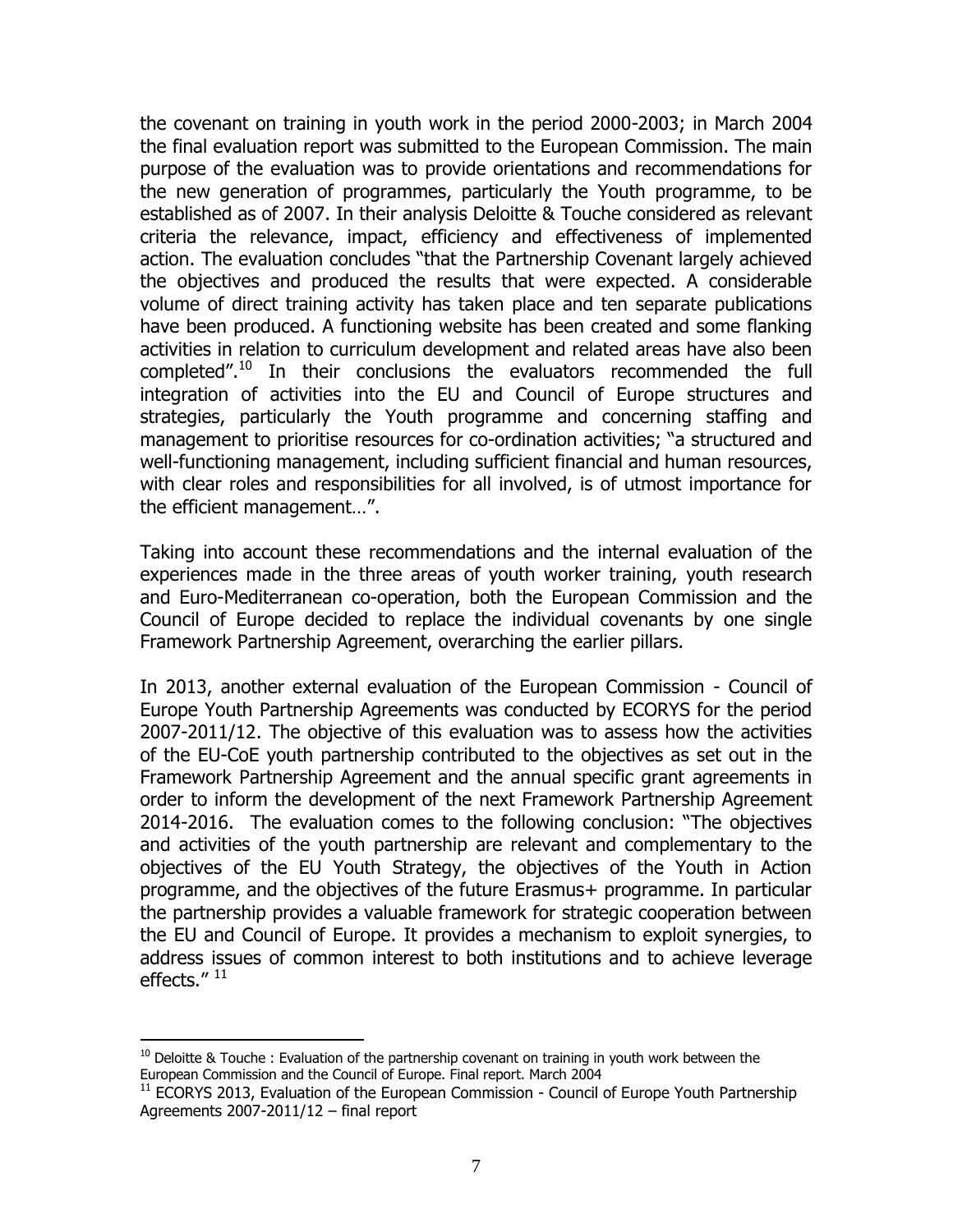the covenant on training in youth work in the period 2000-2003; in March 2004 the final evaluation report was submitted to the European Commission. The main purpose of the evaluation was to provide orientations and recommendations for the new generation of programmes, particularly the Youth programme, to be established as of 2007. In their analysis Deloitte & Touche considered as relevant criteria the relevance, impact, efficiency and effectiveness of implemented action. The evaluation concludes "that the Partnership Covenant largely achieved the objectives and produced the results that were expected. A considerable volume of direct training activity has taken place and ten separate publications have been produced. A functioning website has been created and some flanking activities in relation to curriculum development and related areas have also been completed".[10] In their conclusions the evaluators recommended the full integration of activities into the EU and Council of Europe structures and strategies, particularly the Youth programme and concerning staffing and management to prioritise resources for co-ordination activities; "a structured and well-functioning management, including sufficient financial and human resources, with clear roles and responsibilities for all involved, is of utmost importance for the efficient management…".

Taking into account these recommendations and the internal evaluation of the experiences made in the three areas of youth worker training, youth research and Euro-Mediterranean co-operation, both the European Commission and the Council of Europe decided to replace the individual covenants by one single Framework Partnership Agreement, overarching the earlier pillars.

In 2013, another external evaluation of the European Commission - Council of Europe Youth Partnership Agreements was conducted by ECORYS for the period 2007-2011/12. The objective of this evaluation was to assess how the activities of the EU-CoE youth partnership contributed to the objectives as set out in the Framework Partnership Agreement and the annual specific grant agreements in order to inform the development of the next Framework Partnership Agreement 2014-2016. The evaluation comes to the following conclusion: "The objectives and activities of the youth partnership are relevant and complementary to the objectives of the EU Youth Strategy, the objectives of the Youth in Action programme, and the objectives of the future Erasmus+ programme. In particular the partnership provides a valuable framework for strategic cooperation between the EU and Council of Europe. It provides a mechanism to exploit synergies, to address issues of common interest to both institutions and to achieve leverage effects." [11]

---

[10] Deloitte & Touche : Evaluation of the partnership covenant on training in youth work between the European Commission and the Council of Europe. Final report. March 2004

[11] ECORYS 2013, Evaluation of the European Commission - Council of Europe Youth Partnership Agreements 2007-2011/12 – final report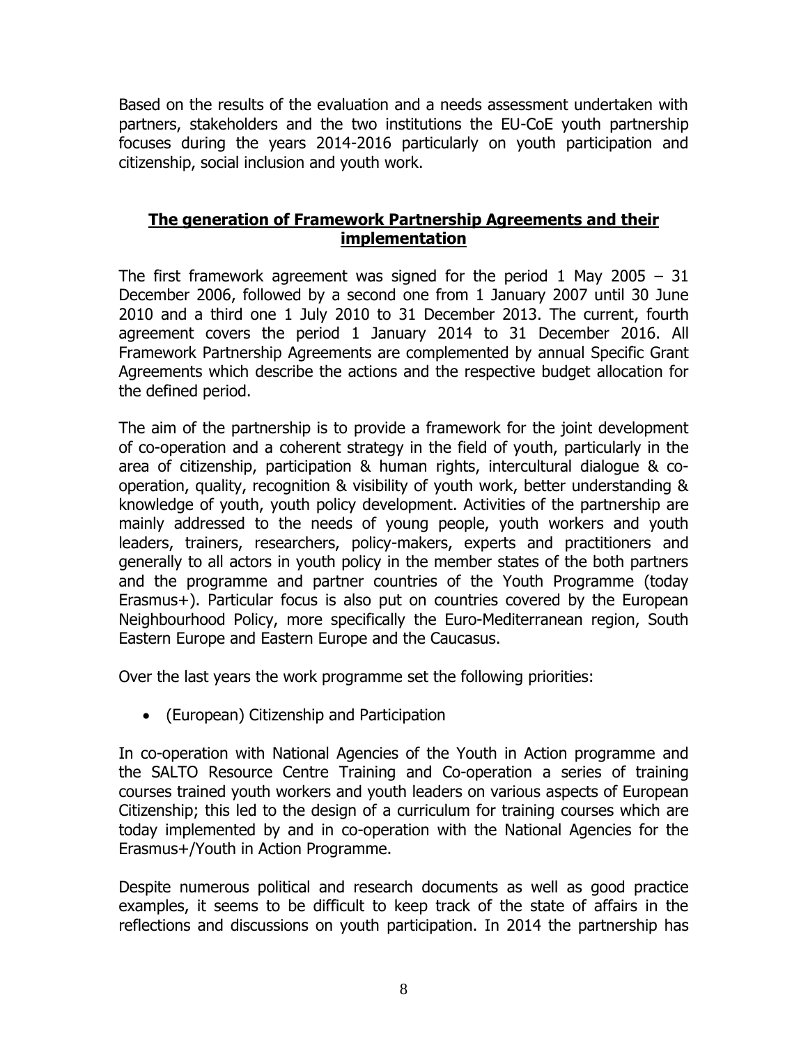Based on the results of the evaluation and a needs assessment undertaken with partners, stakeholders and the two institutions the EU-CoE youth partnership focuses during the years 2014-2016 particularly on youth participation and citizenship, social inclusion and youth work.

## **The generation of Framework Partnership Agreements and their implementation**

The first framework agreement was signed for the period 1 May 2005 – 31 December 2006, followed by a second one from 1 January 2007 until 30 June 2010 and a third one 1 July 2010 to 31 December 2013. The current, fourth agreement covers the period 1 January 2014 to 31 December 2016. All Framework Partnership Agreements are complemented by annual Specific Grant Agreements which describe the actions and the respective budget allocation for the defined period.

The aim of the partnership is to provide a framework for the joint development of co-operation and a coherent strategy in the field of youth, particularly in the area of citizenship, participation & human rights, intercultural dialogue & co-operation, quality, recognition & visibility of youth work, better understanding & knowledge of youth, youth policy development. Activities of the partnership are mainly addressed to the needs of young people, youth workers and youth leaders, trainers, researchers, policy-makers, experts and practitioners and generally to all actors in youth policy in the member states of the both partners and the programme and partner countries of the Youth Programme (today Erasmus+). Particular focus is also put on countries covered by the European Neighbourhood Policy, more specifically the Euro-Mediterranean region, South Eastern Europe and Eastern Europe and the Caucasus.

Over the last years the work programme set the following priorities:

- (European) Citizenship and Participation

In co-operation with National Agencies of the Youth in Action programme and the SALTO Resource Centre Training and Co-operation a series of training courses trained youth workers and youth leaders on various aspects of European Citizenship; this led to the design of a curriculum for training courses which are today implemented by and in co-operation with the National Agencies for the Erasmus+/Youth in Action Programme.

Despite numerous political and research documents as well as good practice examples, it seems to be difficult to keep track of the state of affairs in the reflections and discussions on youth participation. In 2014 the partnership has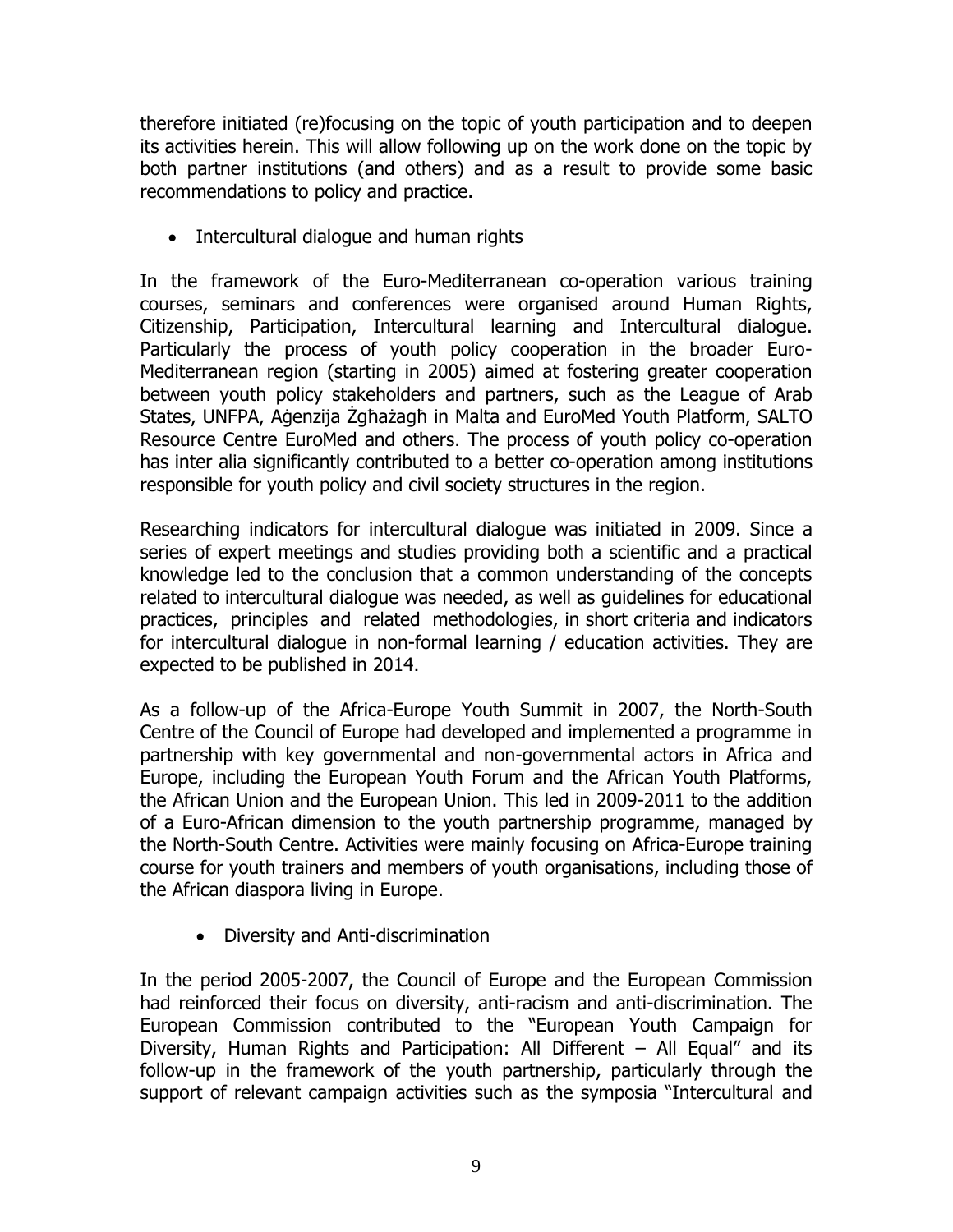therefore initiated (re)focusing on the topic of youth participation and to deepen its activities herein. This will allow following up on the work done on the topic by both partner institutions (and others) and as a result to provide some basic recommendations to policy and practice.

- Intercultural dialogue and human rights

In the framework of the Euro-Mediterranean co-operation various training courses, seminars and conferences were organised around Human Rights, Citizenship, Participation, Intercultural learning and Intercultural dialogue. Particularly the process of youth policy cooperation in the broader Euro-Mediterranean region (starting in 2005) aimed at fostering greater cooperation between youth policy stakeholders and partners, such as the League of Arab States, UNFPA, Aġenzija Żgħażagħ in Malta and EuroMed Youth Platform, SALTO Resource Centre EuroMed and others. The process of youth policy co-operation has inter alia significantly contributed to a better co-operation among institutions responsible for youth policy and civil society structures in the region.

Researching indicators for intercultural dialogue was initiated in 2009. Since a series of expert meetings and studies providing both a scientific and a practical knowledge led to the conclusion that a common understanding of the concepts related to intercultural dialogue was needed, as well as guidelines for educational practices, principles and related methodologies, in short criteria and indicators for intercultural dialogue in non-formal learning / education activities. They are expected to be published in 2014.

As a follow-up of the Africa-Europe Youth Summit in 2007, the North-South Centre of the Council of Europe had developed and implemented a programme in partnership with key governmental and non-governmental actors in Africa and Europe, including the European Youth Forum and the African Youth Platforms, the African Union and the European Union. This led in 2009-2011 to the addition of a Euro-African dimension to the youth partnership programme, managed by the North-South Centre. Activities were mainly focusing on Africa-Europe training course for youth trainers and members of youth organisations, including those of the African diaspora living in Europe.

- Diversity and Anti-discrimination

In the period 2005-2007, the Council of Europe and the European Commission had reinforced their focus on diversity, anti-racism and anti-discrimination. The European Commission contributed to the "European Youth Campaign for Diversity, Human Rights and Participation: All Different – All Equal" and its follow-up in the framework of the youth partnership, particularly through the support of relevant campaign activities such as the symposia "Intercultural and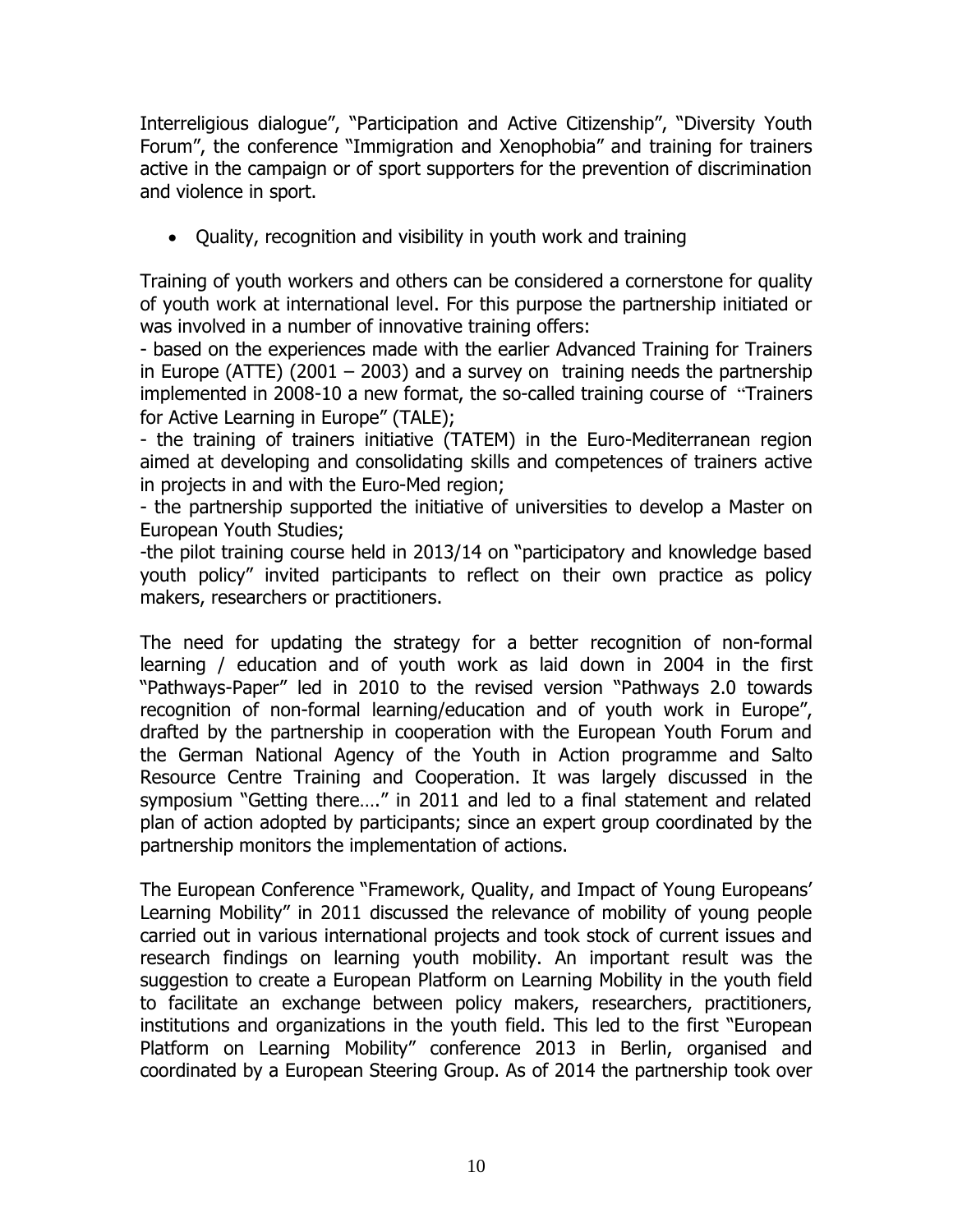Interreligious dialogue", "Participation and Active Citizenship", "Diversity Youth Forum", the conference "Immigration and Xenophobia" and training for trainers active in the campaign or of sport supporters for the prevention of discrimination and violence in sport.

- Quality, recognition and visibility in youth work and training

Training of youth workers and others can be considered a cornerstone for quality of youth work at international level. For this purpose the partnership initiated or was involved in a number of innovative training offers:
- based on the experiences made with the earlier Advanced Training for Trainers in Europe (ATTE) (2001 – 2003) and a survey on training needs the partnership implemented in 2008-10 a new format, the so-called training course of "Trainers for Active Learning in Europe" (TALE);
- the training of trainers initiative (TATEM) in the Euro-Mediterranean region aimed at developing and consolidating skills and competences of trainers active in projects in and with the Euro-Med region;
- the partnership supported the initiative of universities to develop a Master on European Youth Studies;
-the pilot training course held in 2013/14 on "participatory and knowledge based youth policy" invited participants to reflect on their own practice as policy makers, researchers or practitioners.

The need for updating the strategy for a better recognition of non-formal learning / education and of youth work as laid down in 2004 in the first "Pathways-Paper" led in 2010 to the revised version "Pathways 2.0 towards recognition of non-formal learning/education and of youth work in Europe", drafted by the partnership in cooperation with the European Youth Forum and the German National Agency of the Youth in Action programme and Salto Resource Centre Training and Cooperation. It was largely discussed in the symposium "Getting there…." in 2011 and led to a final statement and related plan of action adopted by participants; since an expert group coordinated by the partnership monitors the implementation of actions.

The European Conference "Framework, Quality, and Impact of Young Europeans' Learning Mobility" in 2011 discussed the relevance of mobility of young people carried out in various international projects and took stock of current issues and research findings on learning youth mobility. An important result was the suggestion to create a European Platform on Learning Mobility in the youth field to facilitate an exchange between policy makers, researchers, practitioners, institutions and organizations in the youth field. This led to the first "European Platform on Learning Mobility" conference 2013 in Berlin, organised and coordinated by a European Steering Group. As of 2014 the partnership took over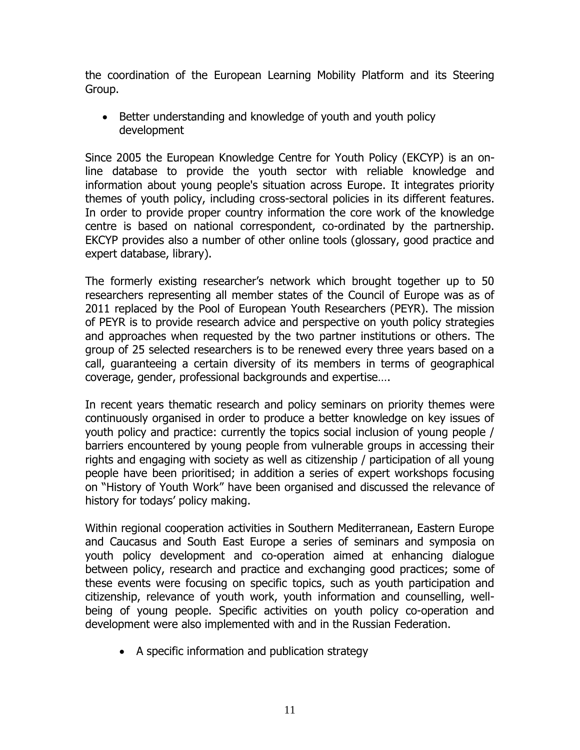the coordination of the European Learning Mobility Platform and its Steering Group.

- Better understanding and knowledge of youth and youth policy development

Since 2005 the European Knowledge Centre for Youth Policy (EKCYP) is an on-line database to provide the youth sector with reliable knowledge and information about young people's situation across Europe. It integrates priority themes of youth policy, including cross-sectoral policies in its different features. In order to provide proper country information the core work of the knowledge centre is based on national correspondent, co-ordinated by the partnership. EKCYP provides also a number of other online tools (glossary, good practice and expert database, library).

The formerly existing researcher's network which brought together up to 50 researchers representing all member states of the Council of Europe was as of 2011 replaced by the Pool of European Youth Researchers (PEYR). The mission of PEYR is to provide research advice and perspective on youth policy strategies and approaches when requested by the two partner institutions or others. The group of 25 selected researchers is to be renewed every three years based on a call, guaranteeing a certain diversity of its members in terms of geographical coverage, gender, professional backgrounds and expertise….

In recent years thematic research and policy seminars on priority themes were continuously organised in order to produce a better knowledge on key issues of youth policy and practice: currently the topics social inclusion of young people / barriers encountered by young people from vulnerable groups in accessing their rights and engaging with society as well as citizenship / participation of all young people have been prioritised; in addition a series of expert workshops focusing on "History of Youth Work" have been organised and discussed the relevance of history for todays' policy making.

Within regional cooperation activities in Southern Mediterranean, Eastern Europe and Caucasus and South East Europe a series of seminars and symposia on youth policy development and co-operation aimed at enhancing dialogue between policy, research and practice and exchanging good practices; some of these events were focusing on specific topics, such as youth participation and citizenship, relevance of youth work, youth information and counselling, well-being of young people. Specific activities on youth policy co-operation and development were also implemented with and in the Russian Federation.

- A specific information and publication strategy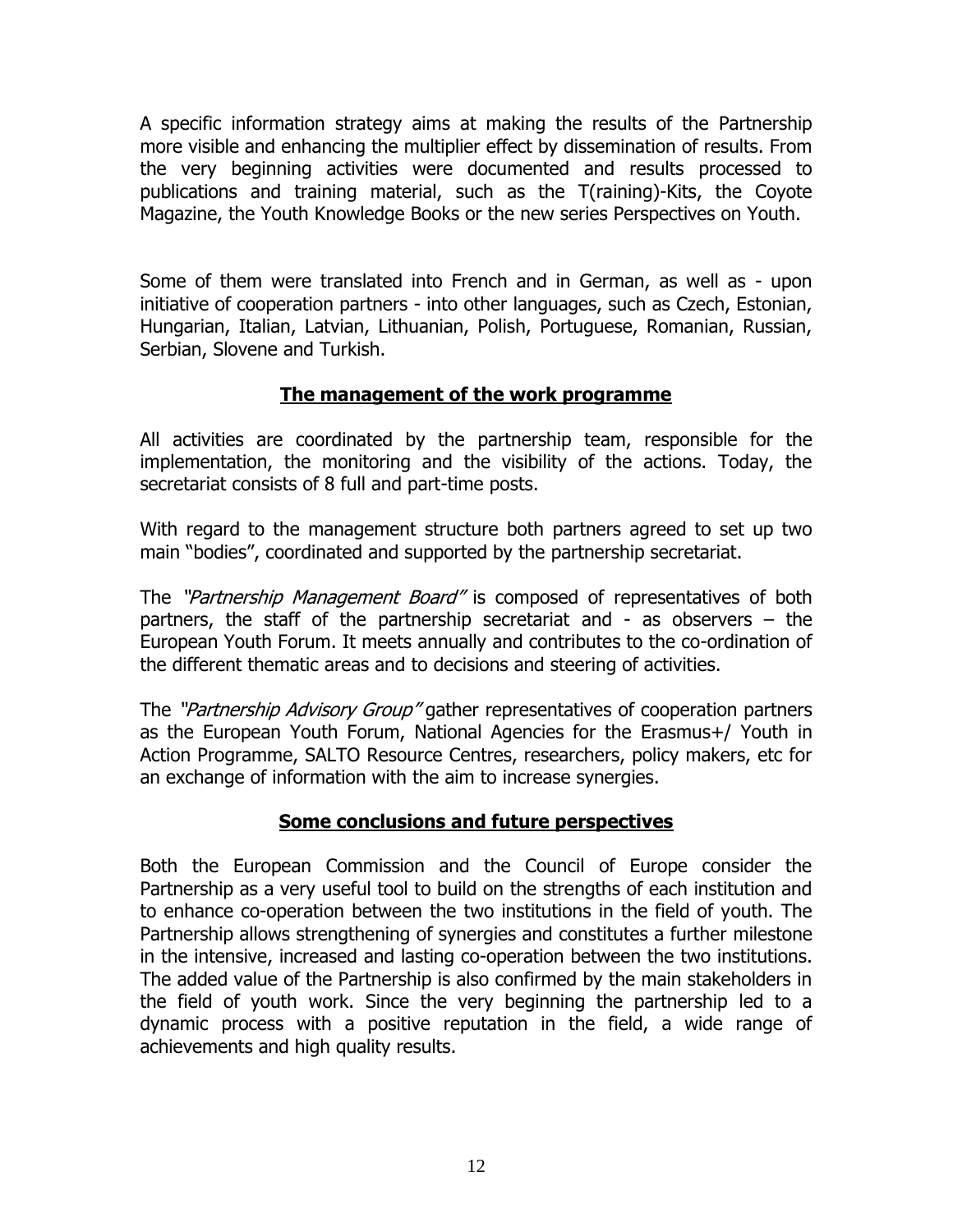A specific information strategy aims at making the results of the Partnership more visible and enhancing the multiplier effect by dissemination of results. From the very beginning activities were documented and results processed to publications and training material, such as the T(raining)-Kits, the Coyote Magazine, the Youth Knowledge Books or the new series Perspectives on Youth.

Some of them were translated into French and in German, as well as - upon initiative of cooperation partners - into other languages, such as Czech, Estonian, Hungarian, Italian, Latvian, Lithuanian, Polish, Portuguese, Romanian, Russian, Serbian, Slovene and Turkish.

## **The management of the work programme**

All activities are coordinated by the partnership team, responsible for the implementation, the monitoring and the visibility of the actions. Today, the secretariat consists of 8 full and part-time posts.

With regard to the management structure both partners agreed to set up two main "bodies", coordinated and supported by the partnership secretariat.

The *"Partnership Management Board"* is composed of representatives of both partners, the staff of the partnership secretariat and - as observers – the European Youth Forum. It meets annually and contributes to the co-ordination of the different thematic areas and to decisions and steering of activities.

The *"Partnership Advisory Group"* gather representatives of cooperation partners as the European Youth Forum, National Agencies for the Erasmus+/ Youth in Action Programme, SALTO Resource Centres, researchers, policy makers, etc for an exchange of information with the aim to increase synergies.

## **Some conclusions and future perspectives**

Both the European Commission and the Council of Europe consider the Partnership as a very useful tool to build on the strengths of each institution and to enhance co-operation between the two institutions in the field of youth. The Partnership allows strengthening of synergies and constitutes a further milestone in the intensive, increased and lasting co-operation between the two institutions. The added value of the Partnership is also confirmed by the main stakeholders in the field of youth work. Since the very beginning the partnership led to a dynamic process with a positive reputation in the field, a wide range of achievements and high quality results.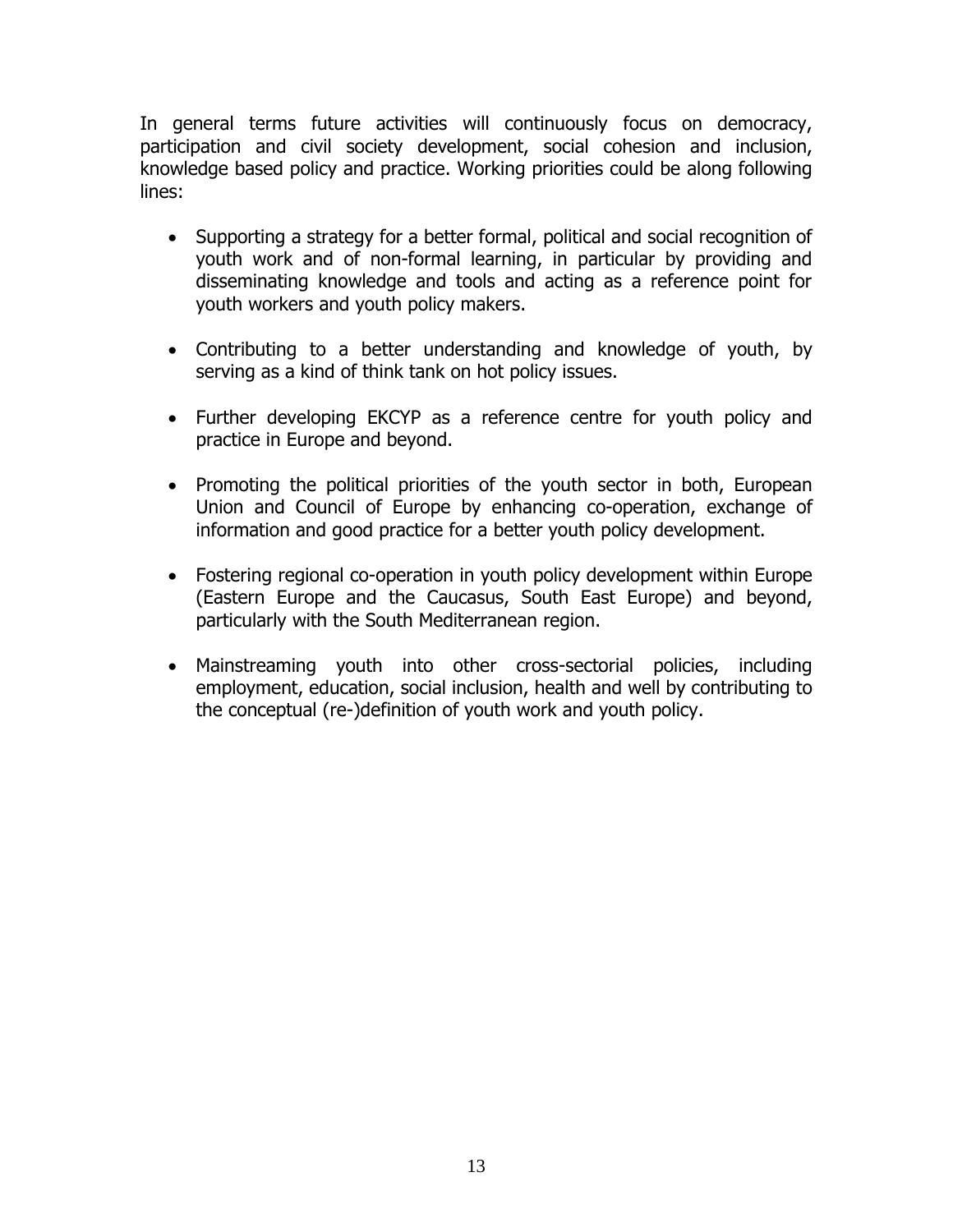In general terms future activities will continuously focus on democracy, participation and civil society development, social cohesion and inclusion, knowledge based policy and practice. Working priorities could be along following lines:

- Supporting a strategy for a better formal, political and social recognition of youth work and of non-formal learning, in particular by providing and disseminating knowledge and tools and acting as a reference point for youth workers and youth policy makers.

- Contributing to a better understanding and knowledge of youth, by serving as a kind of think tank on hot policy issues.

- Further developing EKCYP as a reference centre for youth policy and practice in Europe and beyond.

- Promoting the political priorities of the youth sector in both, European Union and Council of Europe by enhancing co-operation, exchange of information and good practice for a better youth policy development.

- Fostering regional co-operation in youth policy development within Europe (Eastern Europe and the Caucasus, South East Europe) and beyond, particularly with the South Mediterranean region.

- Mainstreaming youth into other cross-sectorial policies, including employment, education, social inclusion, health and well by contributing to the conceptual (re-)definition of youth work and youth policy.